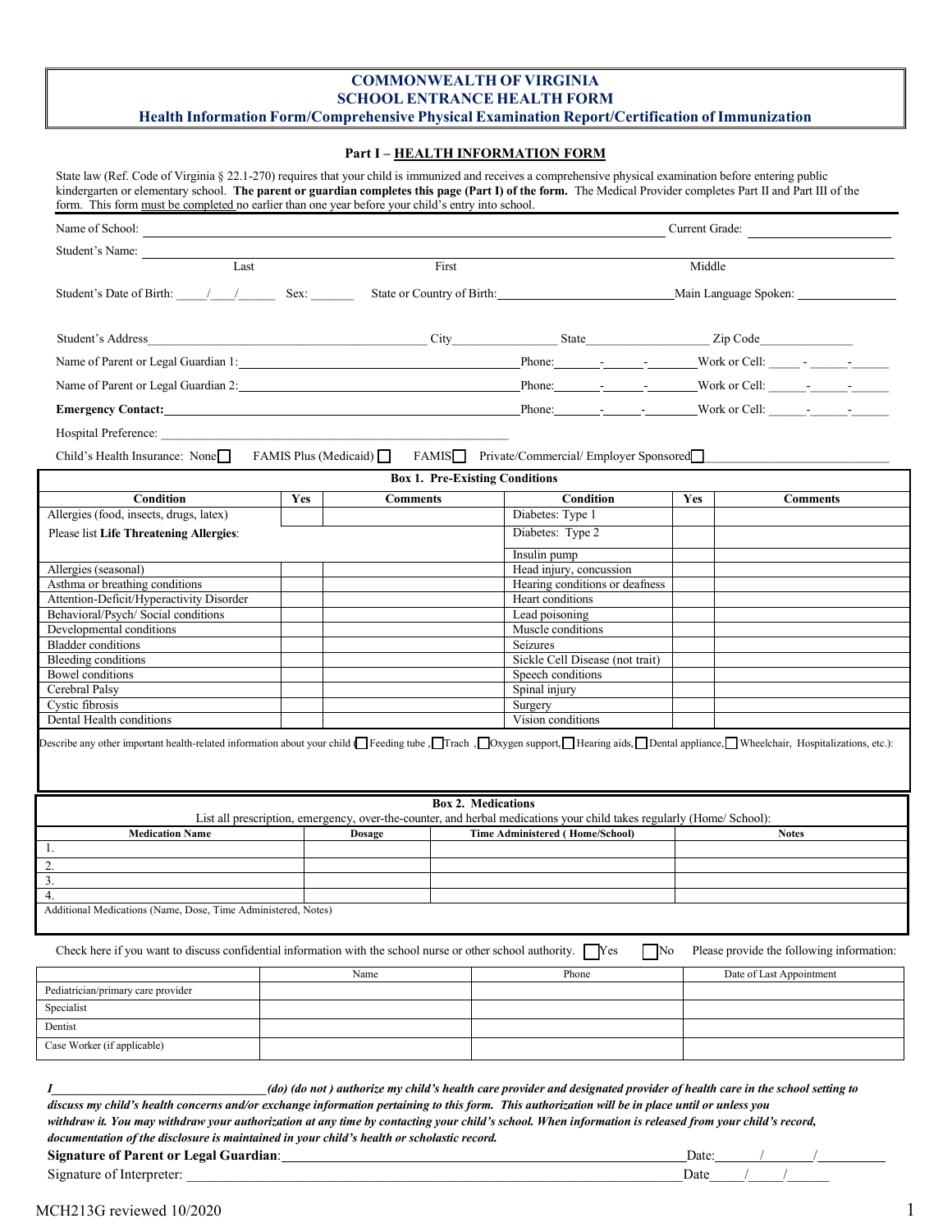# COMMONWEALTH OF VIRGINIA
# SCHOOL ENTRANCE HEALTH FORM
## Health Information Form/Comprehensive Physical Examination Report/Certification of Immunization

### Part I – HEALTH INFORMATION FORM

State law (Ref. Code of Virginia § 22.1-270) requires that your child is immunized and receives a comprehensive physical examination before entering public kindergarten or elementary school. **The parent or guardian completes this page (Part I) of the form.** The Medical Provider completes Part II and Part III of the form. This form must be completed no earlier than one year before your child's entry into school.

Name of School: ______________________________ Current Grade: ______________

Student's Name: ______________________________
Last First Middle

Student's Date of Birth: ____/____/______ Sex: _______ State or Country of Birth: ______________________ Main Language Spoken: ______________

Student's Address ______________________ City ______________ State ______________ Zip Code ______________

Name of Parent or Legal Guardian 1: ______________________ Phone: _____-_____-_____ Work or Cell: _____-_____-_____

Name of Parent or Legal Guardian 2: ______________________ Phone: _____-_____-_____ Work or Cell: _____-_____-_____

**Emergency Contact:** ______________________ Phone: _____-_____-_____ Work or Cell: _____-_____-_____

Hospital Preference: ______________________

Child's Health Insurance: None ☐ FAMIS Plus (Medicaid) ☐ FAMIS ☐ Private/Commercial/ Employer Sponsored ☐ ______________________

**Box 1. Pre-Existing Conditions**

| Condition | Yes | Comments | Condition | Yes | Comments |
|---|---|---|---|---|---|
| Allergies (food, insects, drugs, latex) | | | Diabetes: Type 1 | | |
| Please list **Life Threatening Allergies**: | | | Diabetes: Type 2 | | |
| | | | Insulin pump | | |
| Allergies (seasonal) | | | Head injury, concussion | | |
| Asthma or breathing conditions | | | Hearing conditions or deafness | | |
| Attention-Deficit/Hyperactivity Disorder | | | Heart conditions | | |
| Behavioral/Psych/ Social conditions | | | Lead poisoning | | |
| Developmental conditions | | | Muscle conditions | | |
| Bladder conditions | | | Seizures | | |
| Bleeding conditions | | | Sickle Cell Disease (not trait) | | |
| Bowel conditions | | | Speech conditions | | |
| Cerebral Palsy | | | Spinal injury | | |
| Cystic fibrosis | | | Surgery | | |
| Dental Health conditions | | | Vision conditions | | |

Describe any other important health-related information about your child (☐ Feeding tube, ☐ Trach, ☐ Oxygen support, ☐ Hearing aids, ☐ Dental appliance, ☐ Wheelchair, Hospitalizations, etc.):

**Box 2. Medications**

List all prescription, emergency, over-the-counter, and herbal medications your child takes regularly (Home/ School):

| Medication Name | Dosage | Time Administered ( Home/School) | Notes |
|---|---|---|---|
| 1. | | | |
| 2. | | | |
| 3. | | | |
| 4. | | | |

Additional Medications (Name, Dose, Time Administered, Notes)

Check here if you want to discuss confidential information with the school nurse or other school authority. ☐ Yes ☐ No Please provide the following information:

| | Name | Phone | Date of Last Appointment |
|---|---|---|---|
| Pediatrician/primary care provider | | | |
| Specialist | | | |
| Dentist | | | |
| Case Worker (if applicable) | | | |

***I______________________________(do) (do not ) authorize my child's health care provider and designated provider of health care in the school setting to discuss my child's health concerns and/or exchange information pertaining to this form. This authorization will be in place until or unless you withdraw it. You may withdraw your authorization at any time by contacting your child's school. When information is released from your child's record, documentation of the disclosure is maintained in your child's health or scholastic record.***

**Signature of Parent or Legal Guardian**: ______________________________ Date: _____/_____/_______

Signature of Interpreter: ______________________________ Date_____/_____/______

MCH213G reviewed 10/2020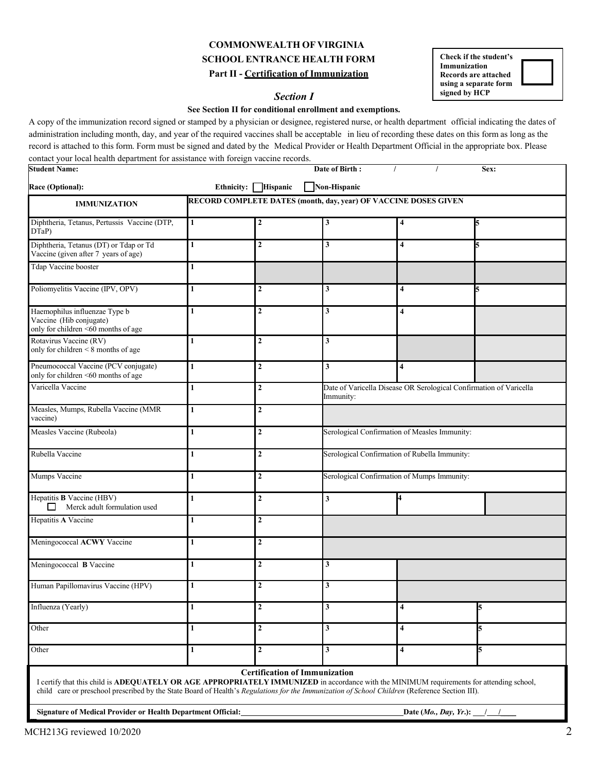# COMMONWEALTH OF VIRGINIA

## SCHOOL ENTRANCE HEALTH FORM

### Part II - Certification of Immunization

**Check if the student's Immunization Records are attached using a separate form signed by HCP** ☐

### *Section I*

**See Section II for conditional enrollment and exemptions.**

A copy of the immunization record signed or stamped by a physician or designee, registered nurse, or health department official indicating the dates of administration including month, day, and year of the required vaccines shall be acceptable in lieu of recording these dates on this form as long as the record is attached to this form. Form must be signed and dated by the Medical Provider or Health Department Official in the appropriate box. Please contact your local health department for assistance with foreign vaccine records.

| **Student Name:** | | | **Date of Birth :** / / | | **Sex:** |
|---|---|---|---|---|---|
| **Race (Optional):** | **Ethnicity:** ☐ **Hispanic** ☐ **Non-Hispanic** | | | | |
| **IMMUNIZATION** | **RECORD COMPLETE DATES (month, day, year) OF VACCINE DOSES GIVEN** | | | | |
| Diphtheria, Tetanus, Pertussis Vaccine (DTP, DTaP) | 1 | 2 | 3 | 4 | 5 |
| Diphtheria, Tetanus (DT) or Tdap or Td Vaccine (given after 7 years of age) | 1 | 2 | 3 | 4 | 5 |
| Tdap Vaccine booster | 1 | | | | |
| Poliomyelitis Vaccine (IPV, OPV) | 1 | 2 | 3 | 4 | 5 |
| Haemophilus influenzae Type b Vaccine (Hib conjugate) only for children <60 months of age | 1 | 2 | 3 | 4 | |
| Rotavirus Vaccine (RV) only for children < 8 months of age | 1 | 2 | 3 | | |
| Pneumococcal Vaccine (PCV conjugate) only for children <60 months of age | 1 | 2 | 3 | 4 | |
| Varicella Vaccine | 1 | 2 | Date of Varicella Disease OR Serological Confirmation of Varicella Immunity: | | |
| Measles, Mumps, Rubella Vaccine (MMR vaccine) | 1 | 2 | | | |
| Measles Vaccine (Rubeola) | 1 | 2 | Serological Confirmation of Measles Immunity: | | |
| Rubella Vaccine | 1 | 2 | Serological Confirmation of Rubella Immunity: | | |
| Mumps Vaccine | 1 | 2 | Serological Confirmation of Mumps Immunity: | | |
| Hepatitis **B** Vaccine (HBV) ☐ Merck adult formulation used | 1 | 2 | 3 | 4 | |
| Hepatitis **A** Vaccine | 1 | 2 | | | |
| Meningococcal **ACWY** Vaccine | 1 | 2 | | | |
| Meningococcal **B** Vaccine | 1 | 2 | 3 | | |
| Human Papillomavirus Vaccine (HPV) | 1 | 2 | 3 | | |
| Influenza (Yearly) | 1 | 2 | 3 | 4 | 5 |
| Other | 1 | 2 | 3 | 4 | 5 |
| Other | 1 | 2 | 3 | 4 | 5 |

**Certification of Immunization**

I certify that this child is **ADEQUATELY OR AGE APPROPRIATELY IMMUNIZED** in accordance with the MINIMUM requirements for attending school, child care or preschool prescribed by the State Board of Health's *Regulations for the Immunization of School Children* (Reference Section III).

**Signature of Medical Provider or Health Department Official:**\_\_\_\_\_\_\_\_\_\_\_\_\_\_\_\_\_\_\_\_\_\_\_\_\_\_\_\_\_\_ **Date (*Mo., Day, Yr.*):** \_\_\_/\_\_\_/\_\_\_\_

MCH213G reviewed 10/2020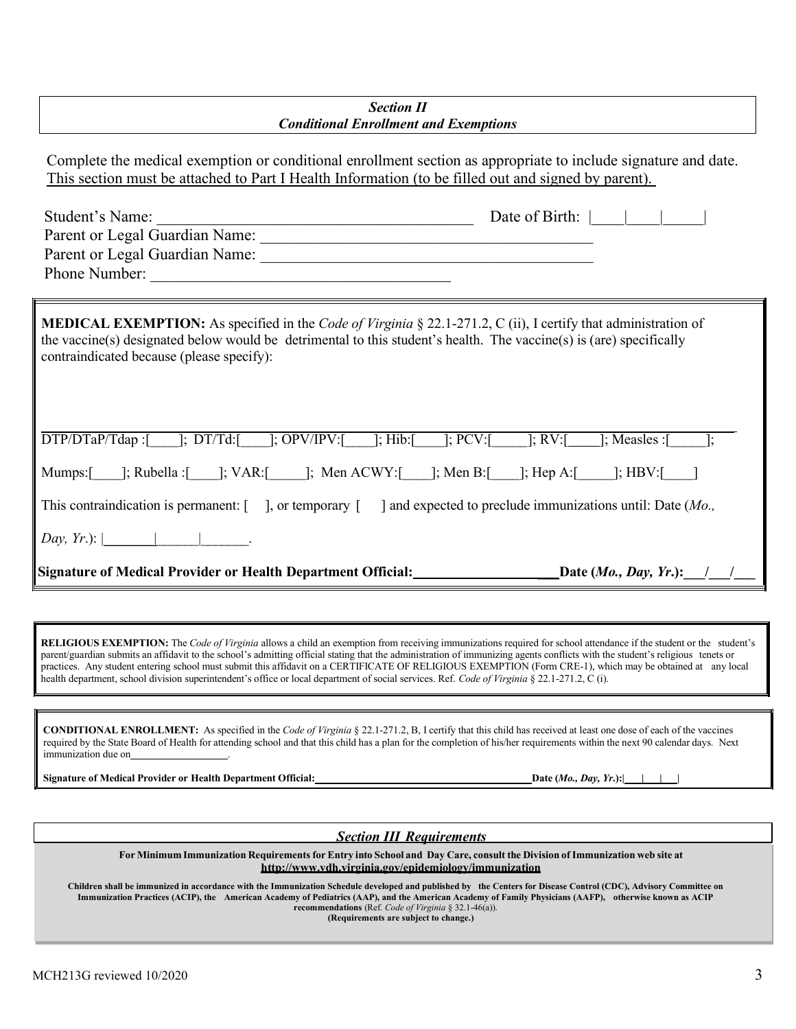***Section II***
***Conditional Enrollment and Exemptions***

Complete the medical exemption or conditional enrollment section as appropriate to include signature and date. This section must be attached to Part I Health Information (to be filled out and signed by parent).

Student's Name: ________________________________________ Date of Birth: |____|____|_____|
Parent or Legal Guardian Name: __________________________________________
Parent or Legal Guardian Name: __________________________________________
Phone Number: ______________________________________

**MEDICAL EXEMPTION:** As specified in the *Code of Virginia* § 22.1-271.2, C (ii), I certify that administration of the vaccine(s) designated below would be detrimental to this student's health. The vaccine(s) is (are) specifically contraindicated because (please specify):

DTP/DTaP/Tdap :[____]; DT/Td:[____]; OPV/IPV:[____]; Hib:[____]; PCV:[_____]; RV:[____]; Measles :[_____];

Mumps:[____]; Rubella :[____]; VAR:[_____]; Men ACWY:[____]; Men B:[____]; Hep A:[_____]; HBV:[____]

This contraindication is permanent: [ ], or temporary [ ] and expected to preclude immunizations until: Date (*Mo., Day, Yr.*): |_______|______|______.

**Signature of Medical Provider or Health Department Official:___________________ Date (*Mo., Day, Yr.*):___/___/___**

**RELIGIOUS EXEMPTION:** The *Code of Virginia* allows a child an exemption from receiving immunizations required for school attendance if the student or the student's parent/guardian submits an affidavit to the school's admitting official stating that the administration of immunizing agents conflicts with the student's religious tenets or practices. Any student entering school must submit this affidavit on a CERTIFICATE OF RELIGIOUS EXEMPTION (Form CRE-1), which may be obtained at any local health department, school division superintendent's office or local department of social services. Ref. *Code of Virginia* § 22.1-271.2, C (i).

**CONDITIONAL ENROLLMENT:** As specified in the *Code of Virginia* § 22.1-271.2, B, I certify that this child has received at least one dose of each of the vaccines required by the State Board of Health for attending school and that this child has a plan for the completion of his/her requirements within the next 90 calendar days. Next immunization due on__________________.

**Signature of Medical Provider or Health Department Official:_____________________________________ Date (*Mo., Day, Yr.*):|___|___|___|**

***Section III Requirements***

**For Minimum Immunization Requirements for Entry into School and Day Care, consult the Division of Immunization web site at http://www.vdh.virginia.gov/epidemiology/immunization**

**Children shall be immunized in accordance with the Immunization Schedule developed and published by the Centers for Disease Control (CDC), Advisory Committee on Immunization Practices (ACIP), the American Academy of Pediatrics (AAP), and the American Academy of Family Physicians (AAFP), otherwise known as ACIP recommendations** (Ref. *Code of Virginia* § 32.1-46(a)).
**(Requirements are subject to change.)**

MCH213G reviewed 10/2020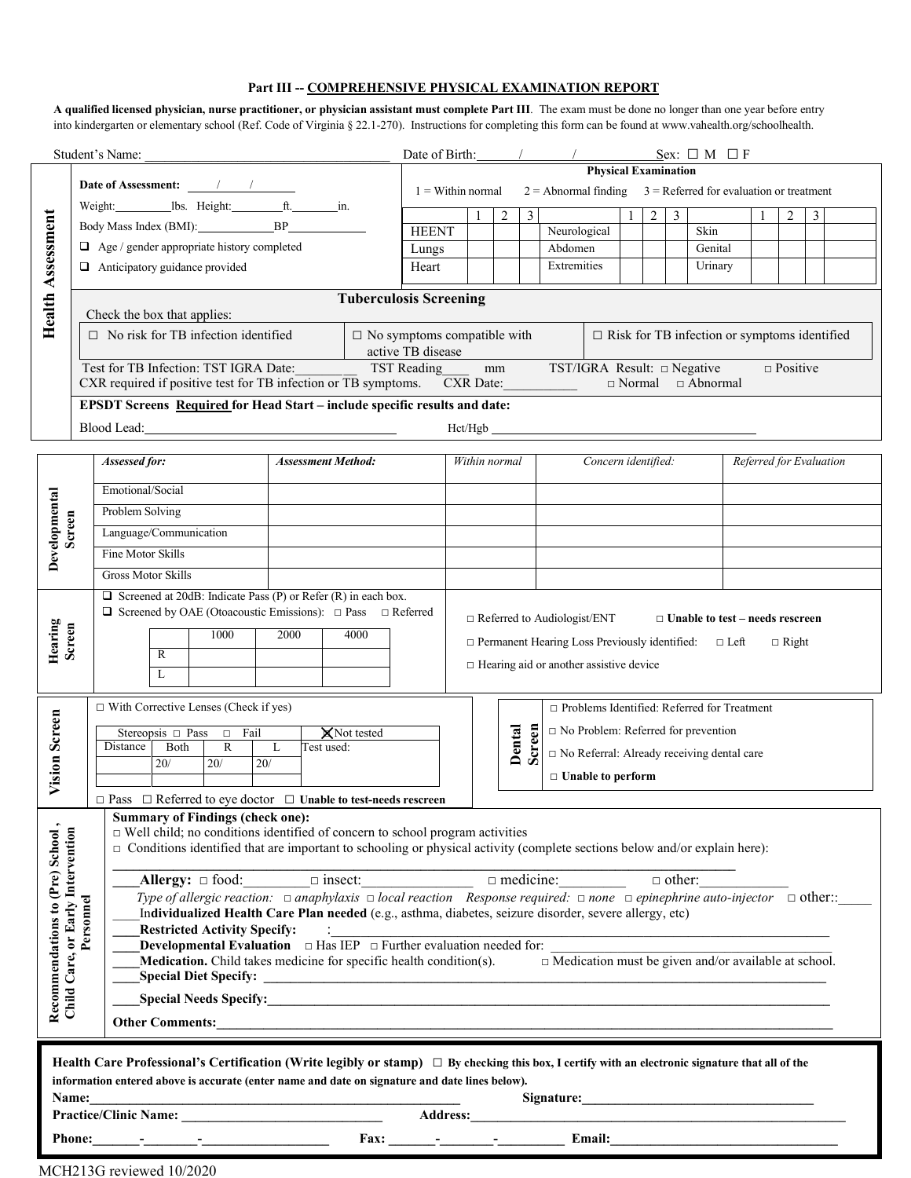### Part III -- COMPREHENSIVE PHYSICAL EXAMINATION REPORT

**A qualified licensed physician, nurse practitioner, or physician assistant must complete Part III**. The exam must be done no longer than one year before entry into kindergarten or elementary school (Ref. Code of Virginia § 22.1-270). Instructions for completing this form can be found at www.vahealth.org/schoolhealth.

Student's Name: ____________________ Date of Birth: ____/____/______ Sex: ☐ M ☐ F

**Health Assessment**

**Date of Assessment:** ____/____/____

Weight: ________ lbs. Height: ________ ft. ________ in.

Body Mass Index (BMI): ____________ BP ____________

❑ Age / gender appropriate history completed

❑ Anticipatory guidance provided

**Physical Examination**

1 = Within normal  2 = Abnormal finding  3 = Referred for evaluation or treatment

| | 1 | 2 | 3 | | 1 | 2 | 3 | | 1 | 2 | 3 |
|---|---|---|---|---|---|---|---|---|---|---|---|
| HEENT | | | | Neurological | | | | Skin | | | |
| Lungs | | | | Abdomen | | | | Genital | | | |
| Heart | | | | Extremities | | | | Urinary | | | |

**Tuberculosis Screening**

Check the box that applies:

□ No risk for TB infection identified  □ No symptoms compatible with active TB disease  □ Risk for TB infection or symptoms identified

Test for TB Infection: TST IGRA Date: ________ TST Reading ____ mm  TST/IGRA Result: □ Negative  □ Positive

CXR required if positive test for TB infection or TB symptoms.  CXR Date: __________  □ Normal  □ Abnormal

**EPSDT Screens Required for Head Start – include specific results and date:**

Blood Lead: ____________________  Hct/Hgb ____________________

**Developmental Screen**

| *Assessed for:* | *Assessment Method:* | *Within normal* | *Concern identified:* | *Referred for Evaluation* |
|---|---|---|---|---|
| Emotional/Social | | | | |
| Problem Solving | | | | |
| Language/Communication | | | | |
| Fine Motor Skills | | | | |
| Gross Motor Skills | | | | |

**Hearing Screen**

❑ Screened at 20dB: Indicate Pass (P) or Refer (R) in each box.

❑ Screened by OAE (Otoacoustic Emissions): □ Pass □ Referred

| | 1000 | 2000 | 4000 |
|---|---|---|---|
| R | | | |
| L | | | |

□ Referred to Audiologist/ENT  □ **Unable to test – needs rescreen**

□ Permanent Hearing Loss Previously identified: □ Left □ Right

□ Hearing aid or another assistive device

**Vision Screen**

□ With Corrective Lenses (Check if yes)

| Stereopsis □ Pass □ Fail | | | | ☒ Not tested |
|---|---|---|---|---|
| Distance | Both | R | L | Test used: |
| | 20/ | 20/ | 20/ | |
| | | | | |

□ Pass □ Referred to eye doctor □ **Unable to test-needs rescreen**

**Dental Screen**

□ Problems Identified: Referred for Treatment

□ No Problem: Referred for prevention

□ No Referral: Already receiving dental care

□ **Unable to perform**

**Recommendations to (Pre) School, Child Care, or Early Intervention Personnel**

**Summary of Findings (check one):**

□ Well child; no conditions identified of concern to school program activities

□ Conditions identified that are important to schooling or physical activity (complete sections below and/or explain here):

____________________________________________

___**Allergy:** □ food: ________ □ insect: ____________ □ medicine: ________ □ other: __________

*Type of allergic reaction:* □ *anaphylaxis* □ *local reaction*  *Response required:* □ *none* □ *epinephrine auto-injector* □ other:: ____

____I**ndividualized Health Care Plan needed** (e.g., asthma, diabetes, seizure disorder, severe allergy, etc)

____**Restricted Activity Specify:** :____________________

____**Developmental Evaluation** □ Has IEP □ Further evaluation needed for: ____________________

____**Medication.** Child takes medicine for specific health condition(s).  □ Medication must be given and/or available at school.

____**Special Diet Specify:** ____________________

____**Special Needs Specify:** ____________________

**Other Comments:** ____________________

**Health Care Professional's Certification (Write legibly or stamp)** □ **By checking this box, I certify with an electronic signature that all of the information entered above is accurate (enter name and date on signature and date lines below).**

**Name:** ____________________ **Signature:** ____________________

**Practice/Clinic Name:** ____________________ **Address:** ____________________

**Phone:** ____-____-________ **Fax:** ____-____-______ **Email:** ____________________

MCH213G reviewed 10/2020